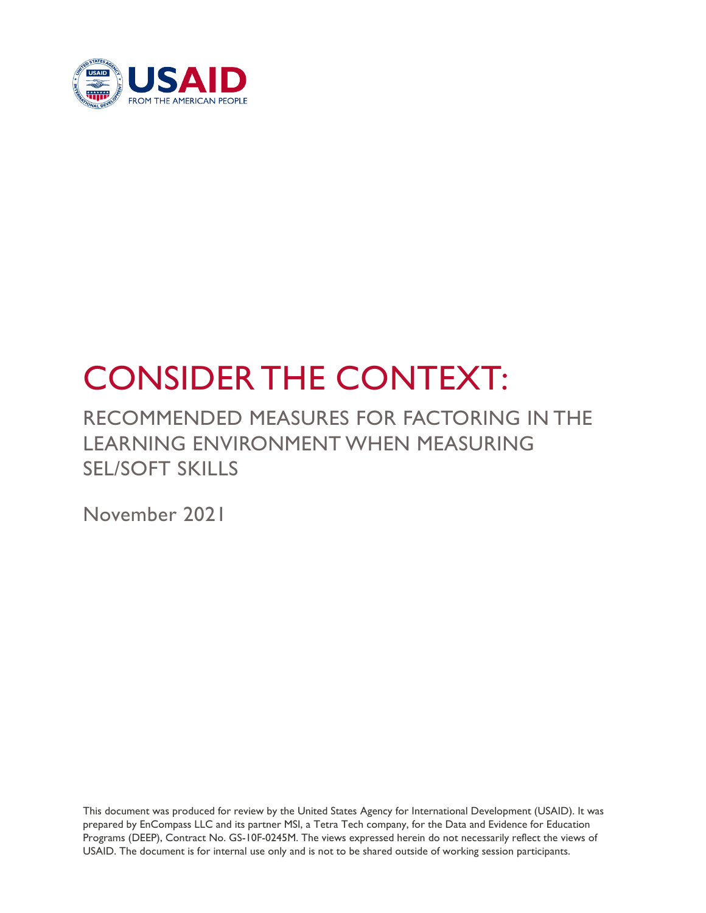# CONSIDER THE CONTEXT:

## RECOMMENDED MEASURES FOR FACTORING IN THE LEARNING ENVIRONMENT WHEN MEASURING SEL/SOFT SKILLS

November 2021

This document was produced for review by the United States Agency for International Development (USAID). It was prepared by EnCompass LLC and its partner MSI, a Tetra Tech company, for the Data and Evidence for Education Programs (DEEP), Contract No. GS-10F-0245M. The views expressed herein do not necessarily reflect the views of USAID. The document is for internal use only and is not to be shared outside of working session participants.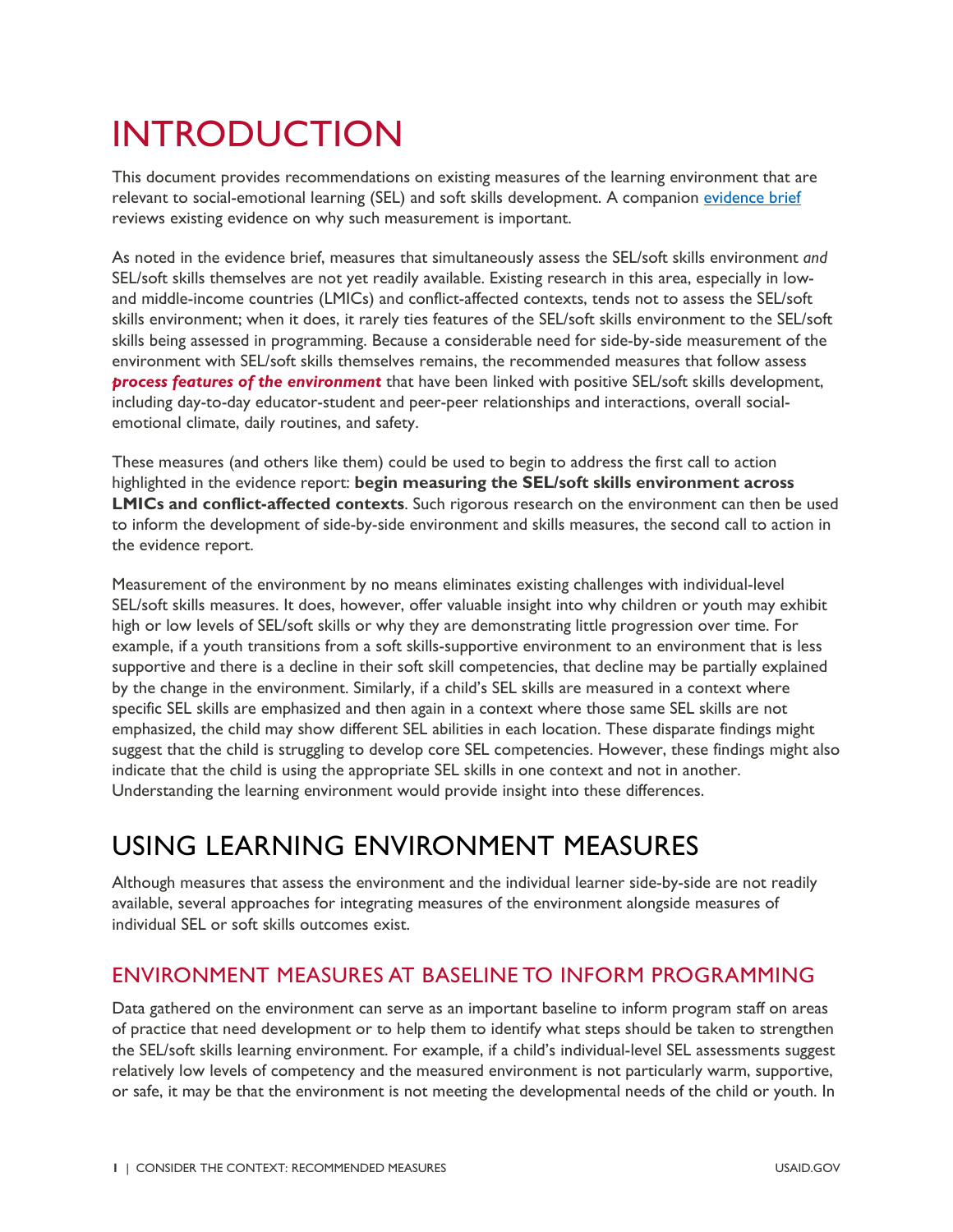# INTRODUCTION

This document provides recommendations on existing measures of the learning environment that are relevant to social-emotional learning (SEL) and soft skills development. A companion [evidence brief](#) reviews existing evidence on why such measurement is important.

As noted in the evidence brief, measures that simultaneously assess the SEL/soft skills environment *and* SEL/soft skills themselves are not yet readily available. Existing research in this area, especially in low- and middle-income countries (LMICs) and conflict-affected contexts, tends not to assess the SEL/soft skills environment; when it does, it rarely ties features of the SEL/soft skills environment to the SEL/soft skills being assessed in programming. Because a considerable need for side-by-side measurement of the environment with SEL/soft skills themselves remains, the recommended measures that follow assess ***process features of the environment*** that have been linked with positive SEL/soft skills development, including day-to-day educator-student and peer-peer relationships and interactions, overall social-emotional climate, daily routines, and safety.

These measures (and others like them) could be used to begin to address the first call to action highlighted in the evidence report: **begin measuring the SEL/soft skills environment across LMICs and conflict-affected contexts**. Such rigorous research on the environment can then be used to inform the development of side-by-side environment and skills measures, the second call to action in the evidence report.

Measurement of the environment by no means eliminates existing challenges with individual-level SEL/soft skills measures. It does, however, offer valuable insight into why children or youth may exhibit high or low levels of SEL/soft skills or why they are demonstrating little progression over time. For example, if a youth transitions from a soft skills-supportive environment to an environment that is less supportive and there is a decline in their soft skill competencies, that decline may be partially explained by the change in the environment. Similarly, if a child's SEL skills are measured in a context where specific SEL skills are emphasized and then again in a context where those same SEL skills are not emphasized, the child may show different SEL abilities in each location. These disparate findings might suggest that the child is struggling to develop core SEL competencies. However, these findings might also indicate that the child is using the appropriate SEL skills in one context and not in another. Understanding the learning environment would provide insight into these differences.

# USING LEARNING ENVIRONMENT MEASURES

Although measures that assess the environment and the individual learner side-by-side are not readily available, several approaches for integrating measures of the environment alongside measures of individual SEL or soft skills outcomes exist.

## ENVIRONMENT MEASURES AT BASELINE TO INFORM PROGRAMMING

Data gathered on the environment can serve as an important baseline to inform program staff on areas of practice that need development or to help them to identify what steps should be taken to strengthen the SEL/soft skills learning environment. For example, if a child's individual-level SEL assessments suggest relatively low levels of competency and the measured environment is not particularly warm, supportive, or safe, it may be that the environment is not meeting the developmental needs of the child or youth. In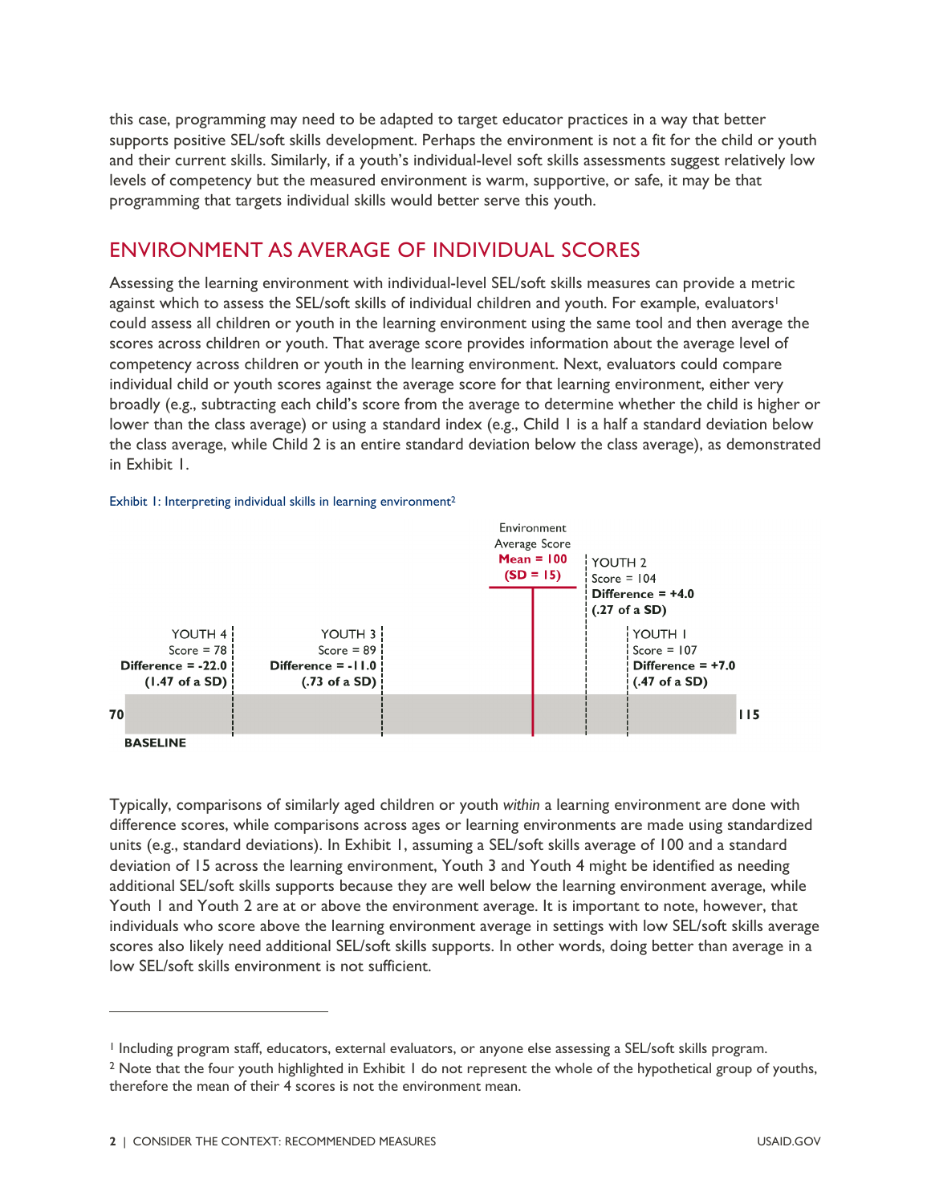this case, programming may need to be adapted to target educator practices in a way that better supports positive SEL/soft skills development. Perhaps the environment is not a fit for the child or youth and their current skills. Similarly, if a youth's individual-level soft skills assessments suggest relatively low levels of competency but the measured environment is warm, supportive, or safe, it may be that programming that targets individual skills would better serve this youth.

## ENVIRONMENT AS AVERAGE OF INDIVIDUAL SCORES

Assessing the learning environment with individual-level SEL/soft skills measures can provide a metric against which to assess the SEL/soft skills of individual children and youth. For example, evaluators[1] could assess all children or youth in the learning environment using the same tool and then average the scores across children or youth. That average score provides information about the average level of competency across children or youth in the learning environment. Next, evaluators could compare individual child or youth scores against the average score for that learning environment, either very broadly (e.g., subtracting each child's score from the average to determine whether the child is higher or lower than the class average) or using a standard index (e.g., Child 1 is a half a standard deviation below the class average, while Child 2 is an entire standard deviation below the class average), as demonstrated in Exhibit 1.

Exhibit 1: Interpreting individual skills in learning environment[2]

Environment Average Score
**Mean = 100**
**(SD = 15)**

YOUTH 4
Score = 78
**Difference = -22.0**
**(1.47 of a SD)**

YOUTH 3
Score = 89
**Difference = -11.0**
**(.73 of a SD)**

YOUTH 2
Score = 104
**Difference = +4.0**
**(.27 of a SD)**

YOUTH 1
Score = 107
**Difference = +7.0**
**(.47 of a SD)**

**70** **115**

**BASELINE**

Typically, comparisons of similarly aged children or youth *within* a learning environment are done with difference scores, while comparisons across ages or learning environments are made using standardized units (e.g., standard deviations). In Exhibit 1, assuming a SEL/soft skills average of 100 and a standard deviation of 15 across the learning environment, Youth 3 and Youth 4 might be identified as needing additional SEL/soft skills supports because they are well below the learning environment average, while Youth 1 and Youth 2 are at or above the environment average. It is important to note, however, that individuals who score above the learning environment average in settings with low SEL/soft skills average scores also likely need additional SEL/soft skills supports. In other words, doing better than average in a low SEL/soft skills environment is not sufficient.

---

[1] Including program staff, educators, external evaluators, or anyone else assessing a SEL/soft skills program.

[2] Note that the four youth highlighted in Exhibit 1 do not represent the whole of the hypothetical group of youths, therefore the mean of their 4 scores is not the environment mean.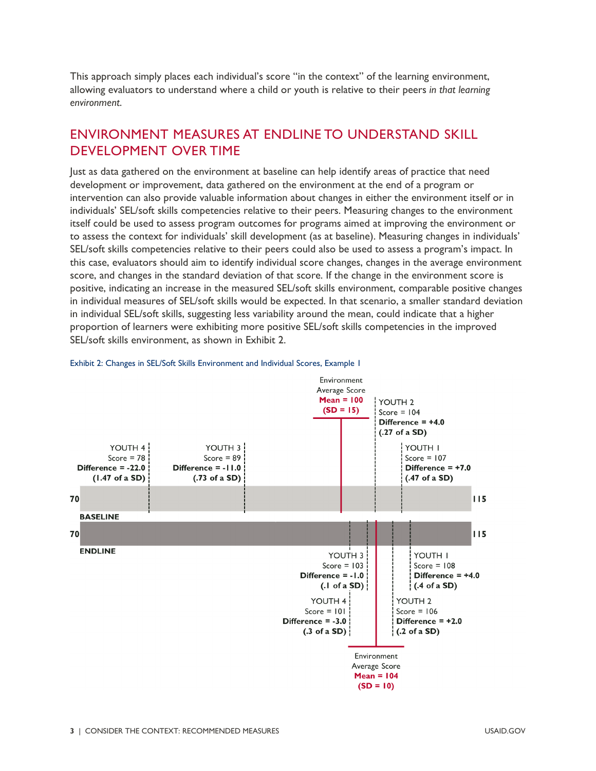This approach simply places each individual's score "in the context" of the learning environment, allowing evaluators to understand where a child or youth is relative to their peers *in that learning environment.*

## ENVIRONMENT MEASURES AT ENDLINE TO UNDERSTAND SKILL DEVELOPMENT OVER TIME

Just as data gathered on the environment at baseline can help identify areas of practice that need development or improvement, data gathered on the environment at the end of a program or intervention can also provide valuable information about changes in either the environment itself or in individuals' SEL/soft skills competencies relative to their peers. Measuring changes to the environment itself could be used to assess program outcomes for programs aimed at improving the environment or to assess the context for individuals' skill development (as at baseline). Measuring changes in individuals' SEL/soft skills competencies relative to their peers could also be used to assess a program's impact. In this case, evaluators should aim to identify individual score changes, changes in the average environment score, and changes in the standard deviation of that score. If the change in the environment score is positive, indicating an increase in the measured SEL/soft skills environment, comparable positive changes in individual measures of SEL/soft skills would be expected. In that scenario, a smaller standard deviation in individual SEL/soft skills, suggesting less variability around the mean, could indicate that a higher proportion of learners were exhibiting more positive SEL/soft skills competencies in the improved SEL/soft skills environment, as shown in Exhibit 2.

Exhibit 2: Changes in SEL/Soft Skills Environment and Individual Scores, Example 1

**BASELINE** (scale 70 to 115)

Environment Average Score
**Mean = 100**
**(SD = 15)**

YOUTH 4
Score = 78
**Difference = -22.0**
**(1.47 of a SD)**

YOUTH 3
Score = 89
**Difference = -11.0**
**(.73 of a SD)**

YOUTH 2
Score = 104
**Difference = +4.0**
**(.27 of a SD)**

YOUTH 1
Score = 107
**Difference = +7.0**
**(.47 of a SD)**

**ENDLINE** (scale 70 to 115)

YOUTH 3
Score = 103
**Difference = -1.0**
**(.1 of a SD)**

YOUTH 4
Score = 101
**Difference = -3.0**
**(.3 of a SD)**

YOUTH 1
Score = 108
**Difference = +4.0**
**(.4 of a SD)**

YOUTH 2
Score = 106
**Difference = +2.0**
**(.2 of a SD)**

Environment Average Score
**Mean = 104**
**(SD = 10)**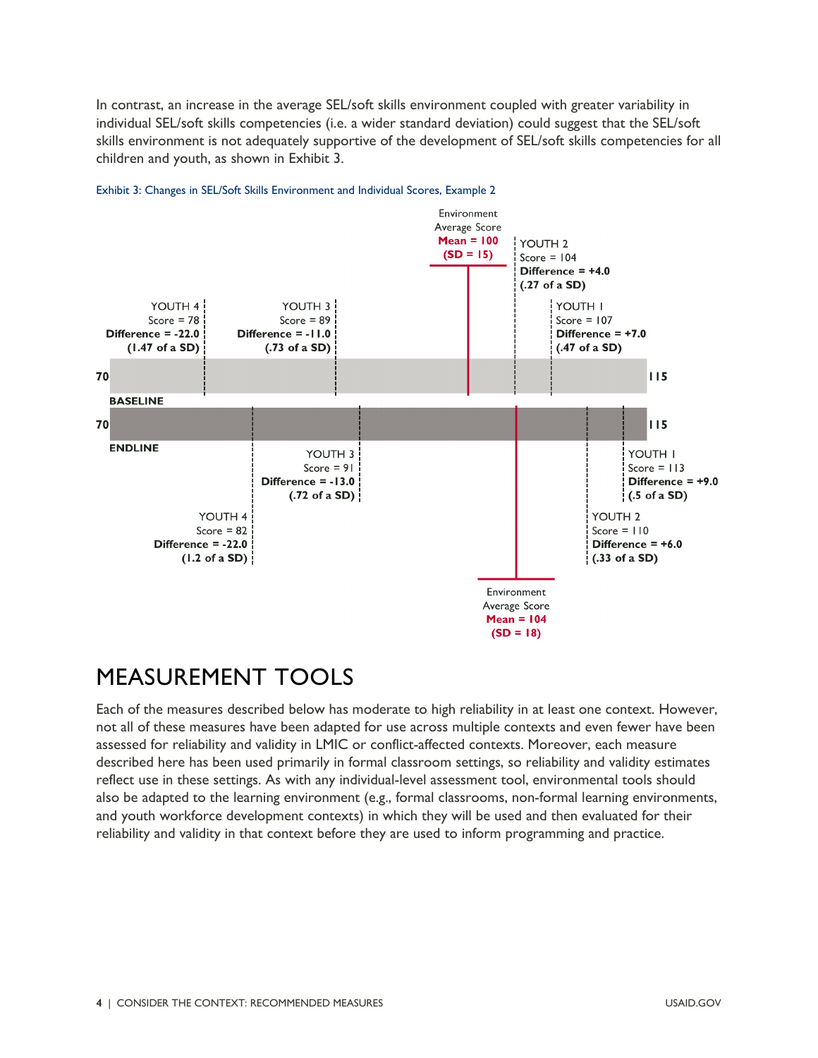In contrast, an increase in the average SEL/soft skills environment coupled with greater variability in individual SEL/soft skills competencies (i.e. a wider standard deviation) could suggest that the SEL/soft skills environment is not adequately supportive of the development of SEL/soft skills competencies for all children and youth, as shown in Exhibit 3.

Exhibit 3: Changes in SEL/Soft Skills Environment and Individual Scores, Example 2

Environment Average Score
**Mean = 100**
**(SD = 15)**

YOUTH 2
Score = 104
**Difference = +4.0**
**(.27 of a SD)**

YOUTH 4
Score = 78
**Difference = -22.0**
**(1.47 of a SD)**

YOUTH 3
Score = 89
**Difference = -11.0**
**(.73 of a SD)**

YOUTH 1
Score = 107
**Difference = +7.0**
**(.47 of a SD)**

**70** **BASELINE** **115**

**70** **ENDLINE** **115**

YOUTH 3
Score = 91
**Difference = -13.0**
**(.72 of a SD)**

YOUTH 1
Score = 113
**Difference = +9.0**
**(.5 of a SD)**

YOUTH 4
Score = 82
**Difference = -22.0**
**(1.2 of a SD)**

YOUTH 2
Score = 110
**Difference = +6.0**
**(.33 of a SD)**

Environment Average Score
**Mean = 104**
**(SD = 18)**

# MEASUREMENT TOOLS

Each of the measures described below has moderate to high reliability in at least one context. However, not all of these measures have been adapted for use across multiple contexts and even fewer have been assessed for reliability and validity in LMIC or conflict-affected contexts. Moreover, each measure described here has been used primarily in formal classroom settings, so reliability and validity estimates reflect use in these settings. As with any individual-level assessment tool, environmental tools should also be adapted to the learning environment (e.g., formal classrooms, non-formal learning environments, and youth workforce development contexts) in which they will be used and then evaluated for their reliability and validity in that context before they are used to inform programming and practice.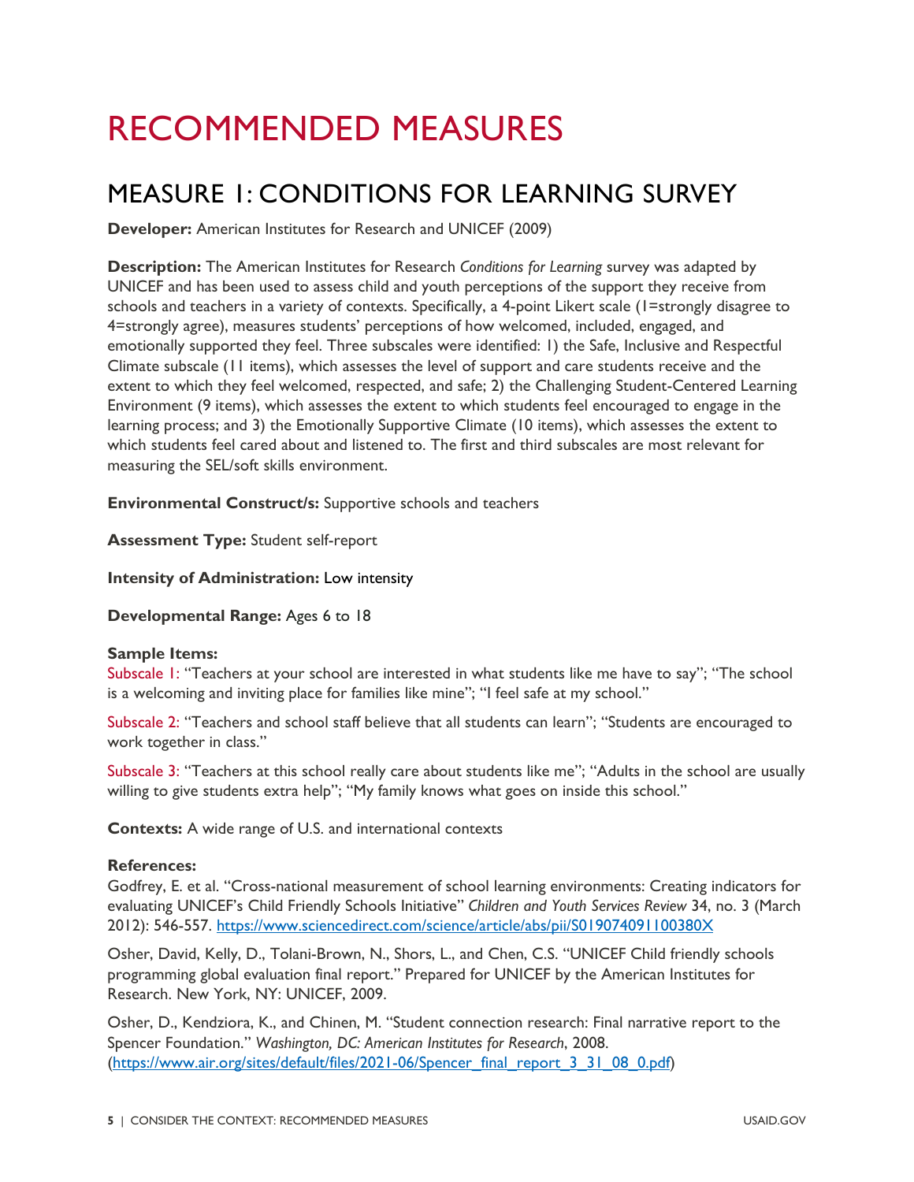# RECOMMENDED MEASURES

## MEASURE 1: CONDITIONS FOR LEARNING SURVEY

**Developer:** American Institutes for Research and UNICEF (2009)

**Description:** The American Institutes for Research *Conditions for Learning* survey was adapted by UNICEF and has been used to assess child and youth perceptions of the support they receive from schools and teachers in a variety of contexts. Specifically, a 4-point Likert scale (1=strongly disagree to 4=strongly agree), measures students' perceptions of how welcomed, included, engaged, and emotionally supported they feel. Three subscales were identified: 1) the Safe, Inclusive and Respectful Climate subscale (11 items), which assesses the level of support and care students receive and the extent to which they feel welcomed, respected, and safe; 2) the Challenging Student-Centered Learning Environment (9 items), which assesses the extent to which students feel encouraged to engage in the learning process; and 3) the Emotionally Supportive Climate (10 items), which assesses the extent to which students feel cared about and listened to. The first and third subscales are most relevant for measuring the SEL/soft skills environment.

**Environmental Construct/s:** Supportive schools and teachers

**Assessment Type:** Student self-report

**Intensity of Administration:** Low intensity

**Developmental Range:** Ages 6 to 18

**Sample Items:**

Subscale 1: "Teachers at your school are interested in what students like me have to say"; "The school is a welcoming and inviting place for families like mine"; "I feel safe at my school."

Subscale 2: "Teachers and school staff believe that all students can learn"; "Students are encouraged to work together in class."

Subscale 3: "Teachers at this school really care about students like me"; "Adults in the school are usually willing to give students extra help"; "My family knows what goes on inside this school."

**Contexts:** A wide range of U.S. and international contexts

**References:**

Godfrey, E. et al. "Cross-national measurement of school learning environments: Creating indicators for evaluating UNICEF's Child Friendly Schools Initiative" *Children and Youth Services Review* 34, no. 3 (March 2012): 546-557. https://www.sciencedirect.com/science/article/abs/pii/S019074091100380X

Osher, David, Kelly, D., Tolani-Brown, N., Shors, L., and Chen, C.S. "UNICEF Child friendly schools programming global evaluation final report." Prepared for UNICEF by the American Institutes for Research. New York, NY: UNICEF, 2009.

Osher, D., Kendziora, K., and Chinen, M. "Student connection research: Final narrative report to the Spencer Foundation." *Washington, DC: American Institutes for Research*, 2008. (https://www.air.org/sites/default/files/2021-06/Spencer_final_report_3_31_08_0.pdf)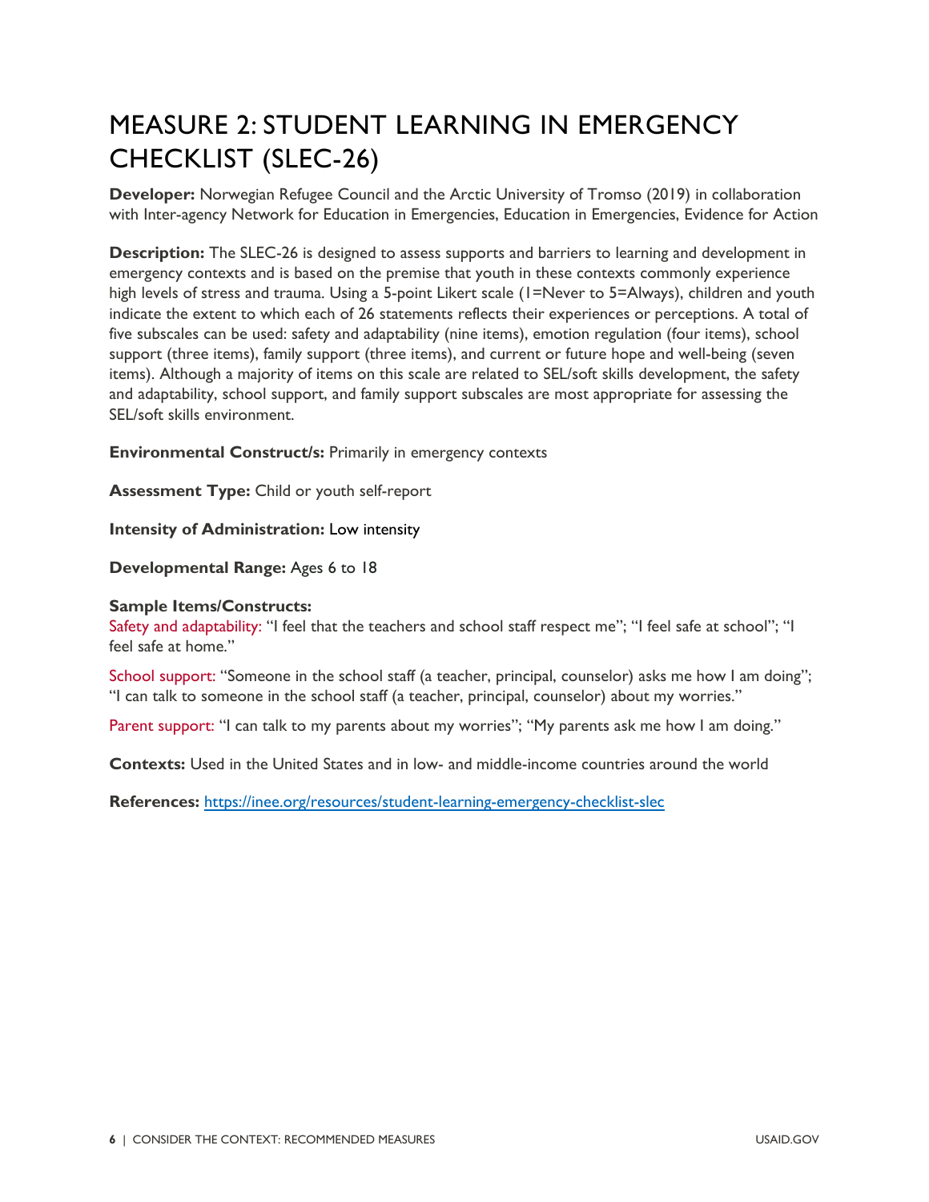# MEASURE 2: STUDENT LEARNING IN EMERGENCY CHECKLIST (SLEC-26)

**Developer:** Norwegian Refugee Council and the Arctic University of Tromso (2019) in collaboration with Inter-agency Network for Education in Emergencies, Education in Emergencies, Evidence for Action

**Description:** The SLEC-26 is designed to assess supports and barriers to learning and development in emergency contexts and is based on the premise that youth in these contexts commonly experience high levels of stress and trauma. Using a 5-point Likert scale (1=Never to 5=Always), children and youth indicate the extent to which each of 26 statements reflects their experiences or perceptions. A total of five subscales can be used: safety and adaptability (nine items), emotion regulation (four items), school support (three items), family support (three items), and current or future hope and well-being (seven items). Although a majority of items on this scale are related to SEL/soft skills development, the safety and adaptability, school support, and family support subscales are most appropriate for assessing the SEL/soft skills environment.

**Environmental Construct/s:** Primarily in emergency contexts

**Assessment Type:** Child or youth self-report

**Intensity of Administration:** Low intensity

**Developmental Range:** Ages 6 to 18

**Sample Items/Constructs:**

Safety and adaptability: "I feel that the teachers and school staff respect me"; "I feel safe at school"; "I feel safe at home."

School support: "Someone in the school staff (a teacher, principal, counselor) asks me how I am doing"; "I can talk to someone in the school staff (a teacher, principal, counselor) about my worries."

Parent support: "I can talk to my parents about my worries"; "My parents ask me how I am doing."

**Contexts:** Used in the United States and in low- and middle-income countries around the world

**References:** https://inee.org/resources/student-learning-emergency-checklist-slec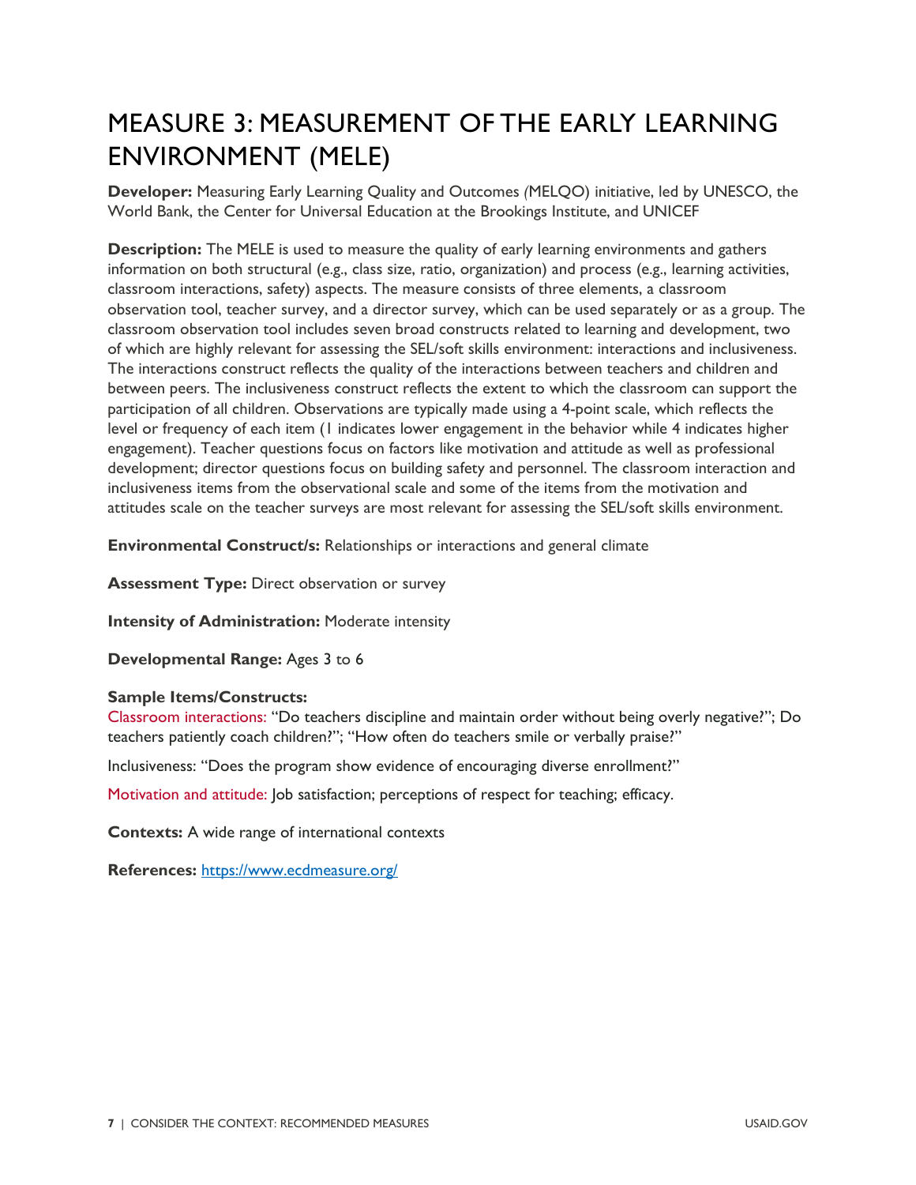# MEASURE 3: MEASUREMENT OF THE EARLY LEARNING ENVIRONMENT (MELE)

**Developer:** Measuring Early Learning Quality and Outcomes (MELQO) initiative, led by UNESCO, the World Bank, the Center for Universal Education at the Brookings Institute, and UNICEF

**Description:** The MELE is used to measure the quality of early learning environments and gathers information on both structural (e.g., class size, ratio, organization) and process (e.g., learning activities, classroom interactions, safety) aspects. The measure consists of three elements, a classroom observation tool, teacher survey, and a director survey, which can be used separately or as a group. The classroom observation tool includes seven broad constructs related to learning and development, two of which are highly relevant for assessing the SEL/soft skills environment: interactions and inclusiveness. The interactions construct reflects the quality of the interactions between teachers and children and between peers. The inclusiveness construct reflects the extent to which the classroom can support the participation of all children. Observations are typically made using a 4-point scale, which reflects the level or frequency of each item (1 indicates lower engagement in the behavior while 4 indicates higher engagement). Teacher questions focus on factors like motivation and attitude as well as professional development; director questions focus on building safety and personnel. The classroom interaction and inclusiveness items from the observational scale and some of the items from the motivation and attitudes scale on the teacher surveys are most relevant for assessing the SEL/soft skills environment.

**Environmental Construct/s:** Relationships or interactions and general climate

**Assessment Type:** Direct observation or survey

**Intensity of Administration:** Moderate intensity

**Developmental Range:** Ages 3 to 6

**Sample Items/Constructs:**

Classroom interactions: "Do teachers discipline and maintain order without being overly negative?"; Do teachers patiently coach children?"; "How often do teachers smile or verbally praise?"

Inclusiveness: "Does the program show evidence of encouraging diverse enrollment?"

Motivation and attitude: Job satisfaction; perceptions of respect for teaching; efficacy.

**Contexts:** A wide range of international contexts

**References:** https://www.ecdmeasure.org/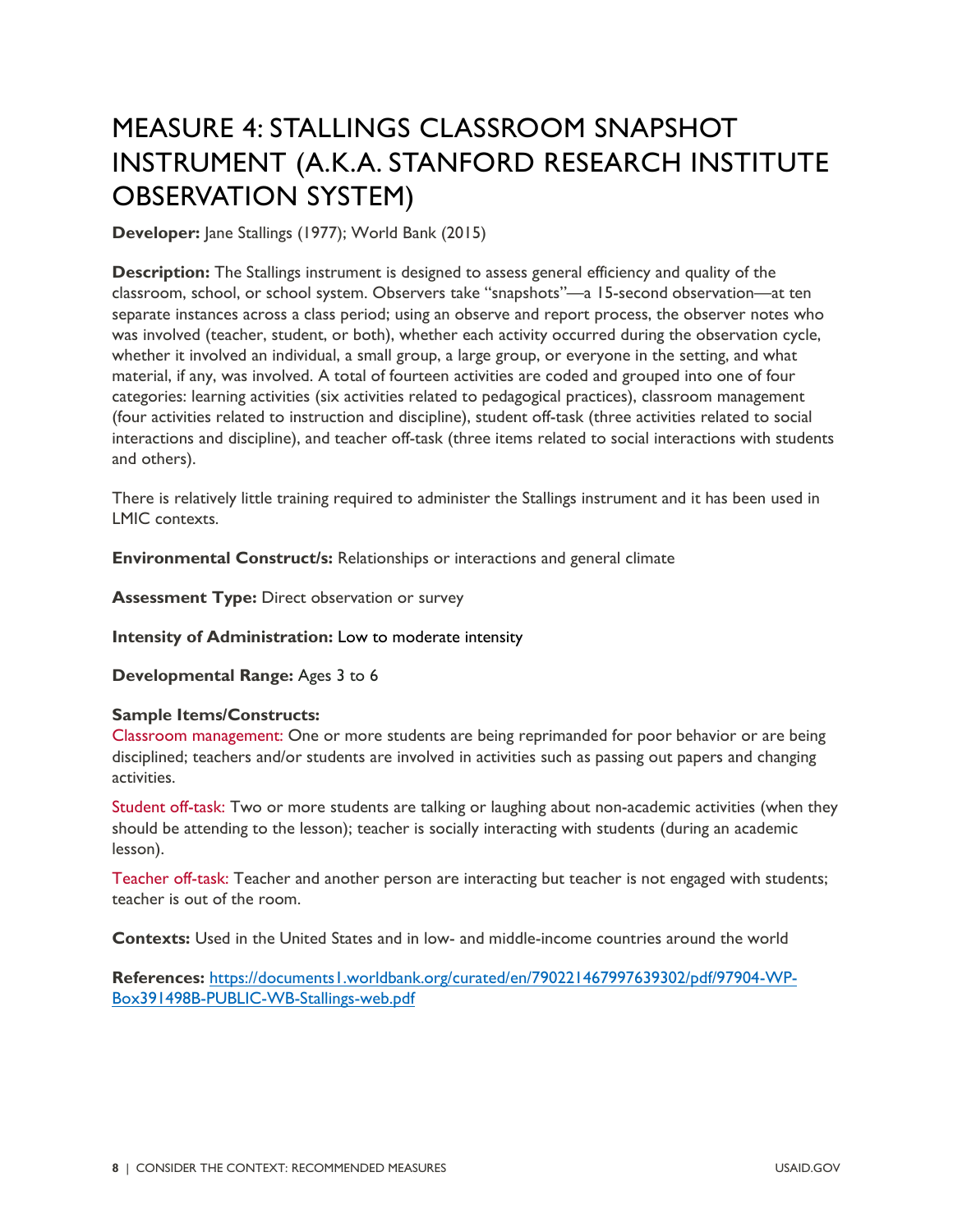# MEASURE 4: STALLINGS CLASSROOM SNAPSHOT INSTRUMENT (A.K.A. STANFORD RESEARCH INSTITUTE OBSERVATION SYSTEM)

**Developer:** Jane Stallings (1977); World Bank (2015)

**Description:** The Stallings instrument is designed to assess general efficiency and quality of the classroom, school, or school system. Observers take "snapshots"—a 15-second observation—at ten separate instances across a class period; using an observe and report process, the observer notes who was involved (teacher, student, or both), whether each activity occurred during the observation cycle, whether it involved an individual, a small group, a large group, or everyone in the setting, and what material, if any, was involved. A total of fourteen activities are coded and grouped into one of four categories: learning activities (six activities related to pedagogical practices), classroom management (four activities related to instruction and discipline), student off-task (three activities related to social interactions and discipline), and teacher off-task (three items related to social interactions with students and others).

There is relatively little training required to administer the Stallings instrument and it has been used in LMIC contexts.

**Environmental Construct/s:** Relationships or interactions and general climate

**Assessment Type:** Direct observation or survey

**Intensity of Administration:** Low to moderate intensity

**Developmental Range:** Ages 3 to 6

**Sample Items/Constructs:**

Classroom management: One or more students are being reprimanded for poor behavior or are being disciplined; teachers and/or students are involved in activities such as passing out papers and changing activities.

Student off-task: Two or more students are talking or laughing about non-academic activities (when they should be attending to the lesson); teacher is socially interacting with students (during an academic lesson).

Teacher off-task: Teacher and another person are interacting but teacher is not engaged with students; teacher is out of the room.

**Contexts:** Used in the United States and in low- and middle-income countries around the world

**References:** [https://documents1.worldbank.org/curated/en/790221467997639302/pdf/97904-WP-Box391498B-PUBLIC-WB-Stallings-web.pdf](https://documents1.worldbank.org/curated/en/790221467997639302/pdf/97904-WP-Box391498B-PUBLIC-WB-Stallings-web.pdf)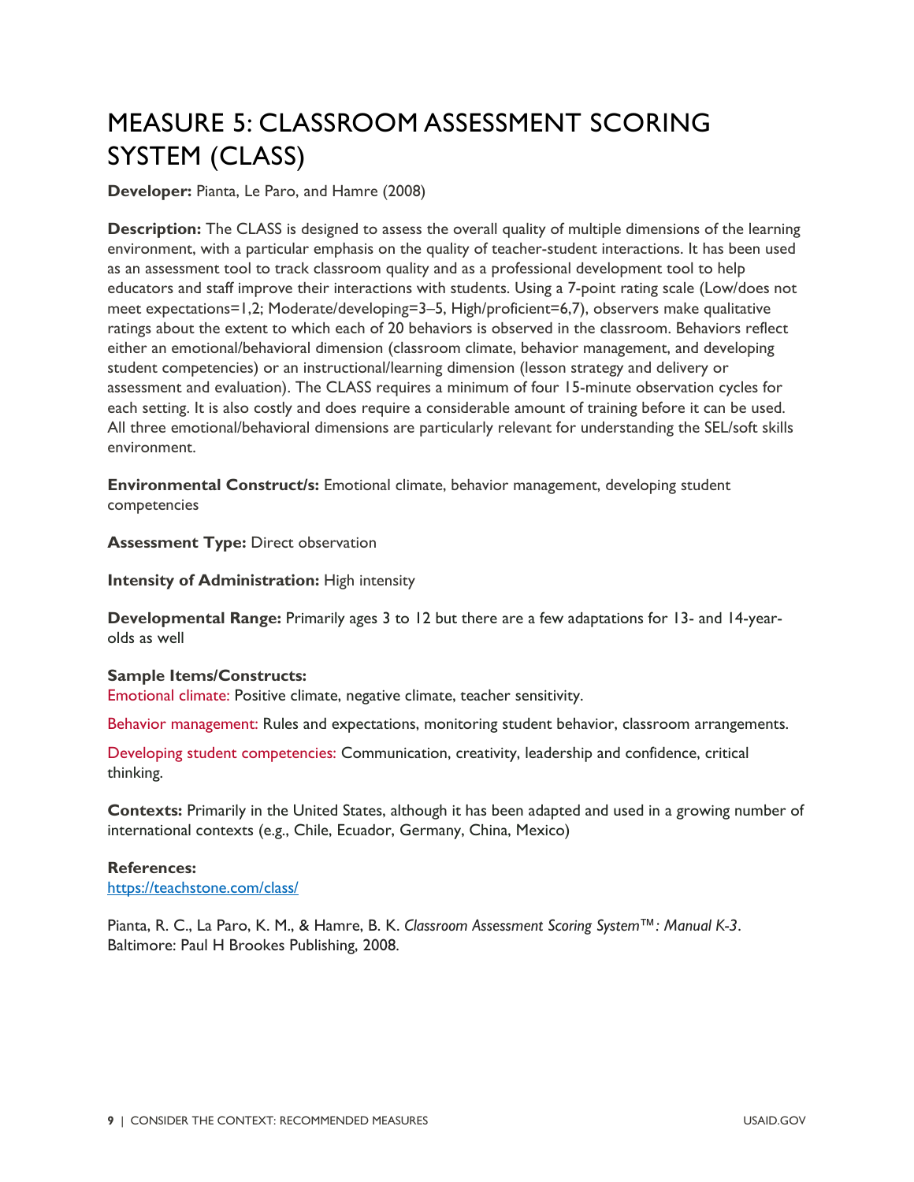# MEASURE 5: CLASSROOM ASSESSMENT SCORING SYSTEM (CLASS)

**Developer:** Pianta, Le Paro, and Hamre (2008)

**Description:** The CLASS is designed to assess the overall quality of multiple dimensions of the learning environment, with a particular emphasis on the quality of teacher-student interactions. It has been used as an assessment tool to track classroom quality and as a professional development tool to help educators and staff improve their interactions with students. Using a 7-point rating scale (Low/does not meet expectations=1,2; Moderate/developing=3–5, High/proficient=6,7), observers make qualitative ratings about the extent to which each of 20 behaviors is observed in the classroom. Behaviors reflect either an emotional/behavioral dimension (classroom climate, behavior management, and developing student competencies) or an instructional/learning dimension (lesson strategy and delivery or assessment and evaluation). The CLASS requires a minimum of four 15-minute observation cycles for each setting. It is also costly and does require a considerable amount of training before it can be used. All three emotional/behavioral dimensions are particularly relevant for understanding the SEL/soft skills environment.

**Environmental Construct/s:** Emotional climate, behavior management, developing student competencies

**Assessment Type:** Direct observation

**Intensity of Administration:** High intensity

**Developmental Range:** Primarily ages 3 to 12 but there are a few adaptations for 13- and 14-year-olds as well

**Sample Items/Constructs:**

Emotional climate: Positive climate, negative climate, teacher sensitivity.

Behavior management: Rules and expectations, monitoring student behavior, classroom arrangements.

Developing student competencies: Communication, creativity, leadership and confidence, critical thinking.

**Contexts:** Primarily in the United States, although it has been adapted and used in a growing number of international contexts (e.g., Chile, Ecuador, Germany, China, Mexico)

**References:**

https://teachstone.com/class/

Pianta, R. C., La Paro, K. M., & Hamre, B. K. *Classroom Assessment Scoring System™: Manual K-3*. Baltimore: Paul H Brookes Publishing, 2008.